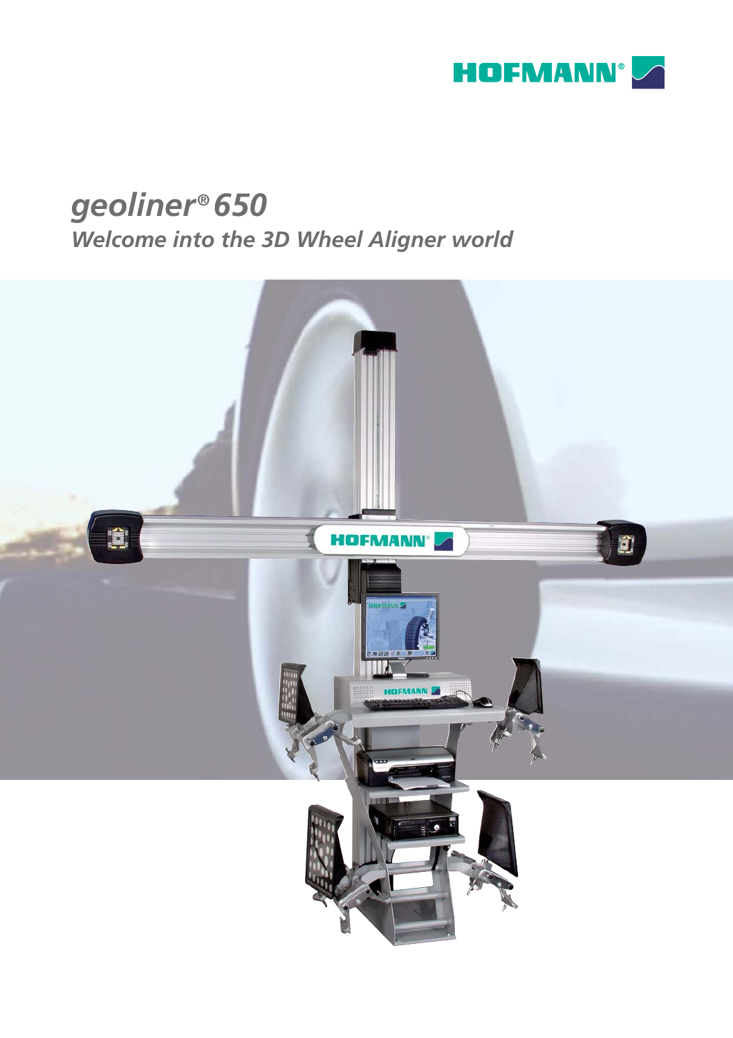HOFMANN®

# *geliner® 650*

## *Welcome into the 3D Wheel Aligner world*

HOFMANN®

# *geoliner® 650*

## *Welcome into the 3D Wheel Aligner world*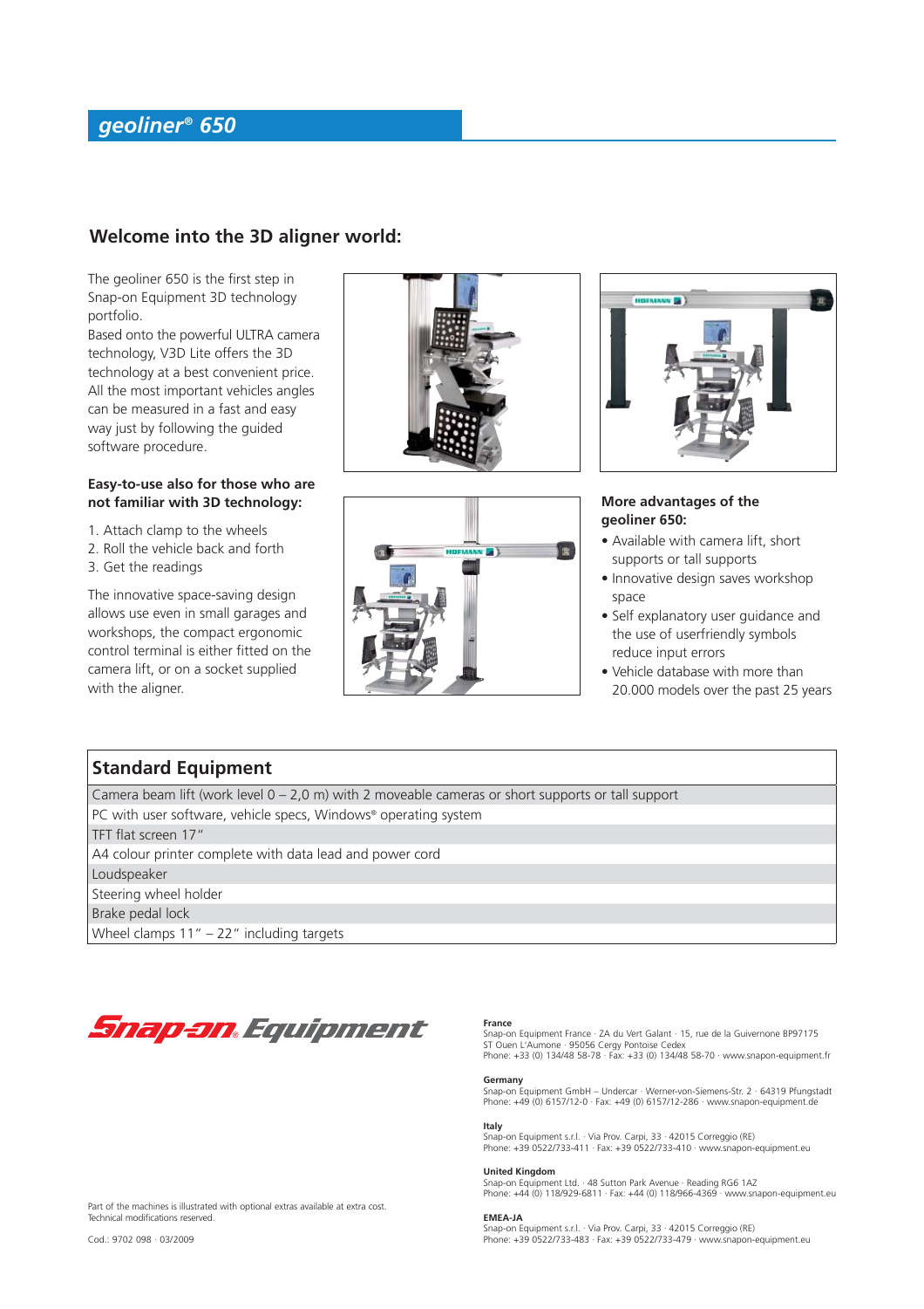# geoliner® 650

## Welcome into the 3D aligner world:

The geoliner 650 is the first step in Snap-on Equipment 3D technology portfolio.
Based onto the powerful ULTRA camera technology, V3D Lite offers the 3D technology at a best convenient price. All the most important vehicles angles can be measured in a fast and easy way just by following the guided software procedure.

**Easy-to-use also for those who are not familiar with 3D technology:**

1. Attach clamp to the wheels
2. Roll the vehicle back and forth
3. Get the readings

The innovative space-saving design allows use even in small garages and workshops, the compact ergonomic control terminal is either fitted on the camera lift, or on a socket supplied with the aligner.

**More advantages of the geoliner 650:**

- Available with camera lift, short supports or tall supports
- Innovative design saves workshop space
- Self explanatory user guidance and the use of userfriendly symbols reduce input errors
- Vehicle database with more than 20.000 models over the past 25 years

| Standard Equipment |
|---|
| Camera beam lift (work level 0 – 2,0 m) with 2 moveable cameras or short supports or tall support |
| PC with user software, vehicle specs, Windows® operating system |
| TFT flat screen 17″ |
| A4 colour printer complete with data lead and power cord |
| Loudspeaker |
| Steering wheel holder |
| Brake pedal lock |
| Wheel clamps 11″ – 22″ including targets |

Snap-on Equipment

**France**
Snap-on Equipment France · ZA du Vert Galant · 15, rue de la Guivernone BP97175
ST Ouen L'Aumone · 95056 Cergy Pontoise Cedex
Phone: +33 (0) 134/48 58-78 · Fax: +33 (0) 134/48 58-70 · www.snapon-equipment.fr

**Germany**
Snap-on Equipment GmbH – Undercar · Werner-von-Siemens-Str. 2 · 64319 Pfungstadt
Phone: +49 (0) 6157/12-0 · Fax: +49 (0) 6157/12-286 · www.snapon-equipment.de

**Italy**
Snap-on Equipment s.r.l. · Via Prov. Carpi, 33 · 42015 Correggio (RE)
Phone: +39 0522/733-411 · Fax: +39 0522/733-410 · www.snapon-equipment.eu

**United Kingdom**
Snap-on Equipment Ltd. · 48 Sutton Park Avenue · Reading RG6 1AZ
Phone: +44 (0) 118/929-6811 · Fax: +44 (0) 118/966-4369 · www.snapon-equipment.eu

**EMEA-JA**
Snap-on Equipment s.r.l. · Via Prov. Carpi, 33 · 42015 Correggio (RE)
Phone: +39 0522/733-483 · Fax: +39 0522/733-479 · www.snapon-equipment.eu

Part of the machines is illustrated with optional extras available at extra cost.
Technical modifications reserved.

Cod.: 9702 098 · 03/2009